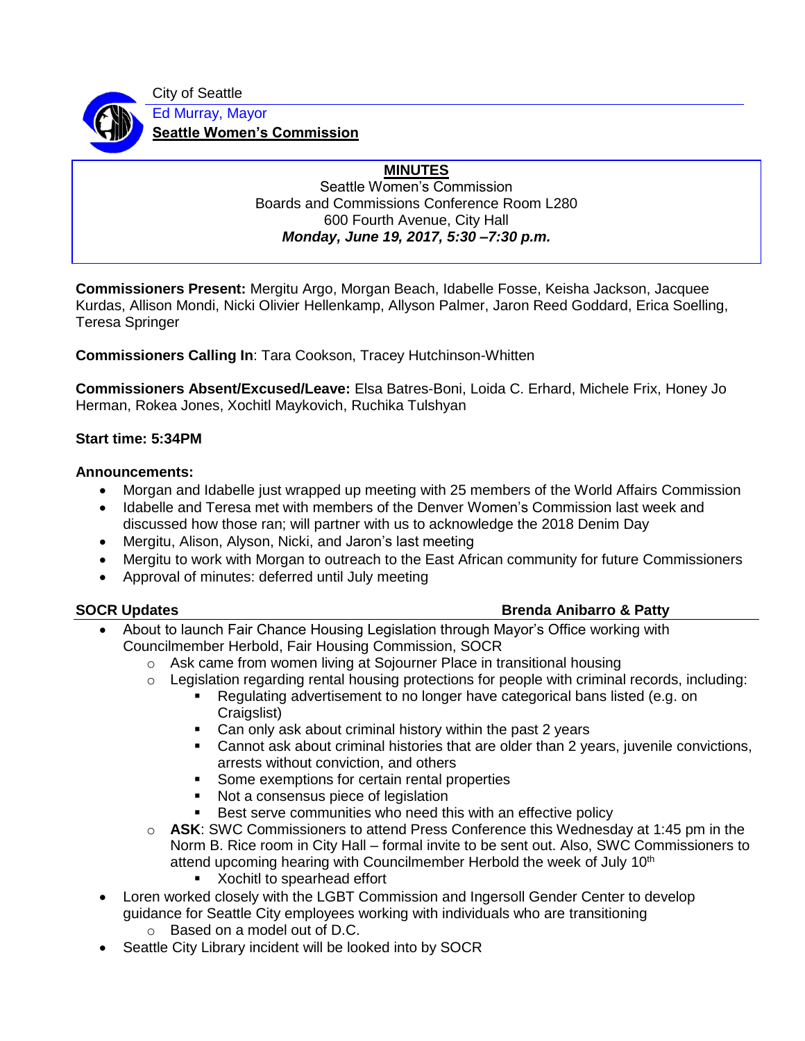City of Seattle

Ed Murray, Mayor

**Seattle Women's Commission**

**MINUTES**

Seattle Women's Commission
Boards and Commissions Conference Room L280
600 Fourth Avenue, City Hall
***Monday, June 19, 2017, 5:30 –7:30 p.m.***

**Commissioners Present:** Mergitu Argo, Morgan Beach, Idabelle Fosse, Keisha Jackson, Jacquee Kurdas, Allison Mondi, Nicki Olivier Hellenkamp, Allyson Palmer, Jaron Reed Goddard, Erica Soelling, Teresa Springer

**Commissioners Calling In**: Tara Cookson, Tracey Hutchinson-Whitten

**Commissioners Absent/Excused/Leave:** Elsa Batres-Boni, Loida C. Erhard, Michele Frix, Honey Jo Herman, Rokea Jones, Xochitl Maykovich, Ruchika Tulshyan

**Start time: 5:34PM**

**Announcements:**

- Morgan and Idabelle just wrapped up meeting with 25 members of the World Affairs Commission
- Idabelle and Teresa met with members of the Denver Women's Commission last week and discussed how those ran; will partner with us to acknowledge the 2018 Denim Day
- Mergitu, Alison, Alyson, Nicki, and Jaron's last meeting
- Mergitu to work with Morgan to outreach to the East African community for future Commissioners
- Approval of minutes: deferred until July meeting

**SOCR Updates** **Brenda Anibarro & Patty**

- About to launch Fair Chance Housing Legislation through Mayor's Office working with Councilmember Herbold, Fair Housing Commission, SOCR
  - Ask came from women living at Sojourner Place in transitional housing
  - Legislation regarding rental housing protections for people with criminal records, including:
    - Regulating advertisement to no longer have categorical bans listed (e.g. on Craigslist)
    - Can only ask about criminal history within the past 2 years
    - Cannot ask about criminal histories that are older than 2 years, juvenile convictions, arrests without conviction, and others
    - Some exemptions for certain rental properties
    - Not a consensus piece of legislation
    - Best serve communities who need this with an effective policy
  - **ASK**: SWC Commissioners to attend Press Conference this Wednesday at 1:45 pm in the Norm B. Rice room in City Hall – formal invite to be sent out. Also, SWC Commissioners to attend upcoming hearing with Councilmember Herbold the week of July 10th
    - Xochitl to spearhead effort
- Loren worked closely with the LGBT Commission and Ingersoll Gender Center to develop guidance for Seattle City employees working with individuals who are transitioning
  - Based on a model out of D.C.
- Seattle City Library incident will be looked into by SOCR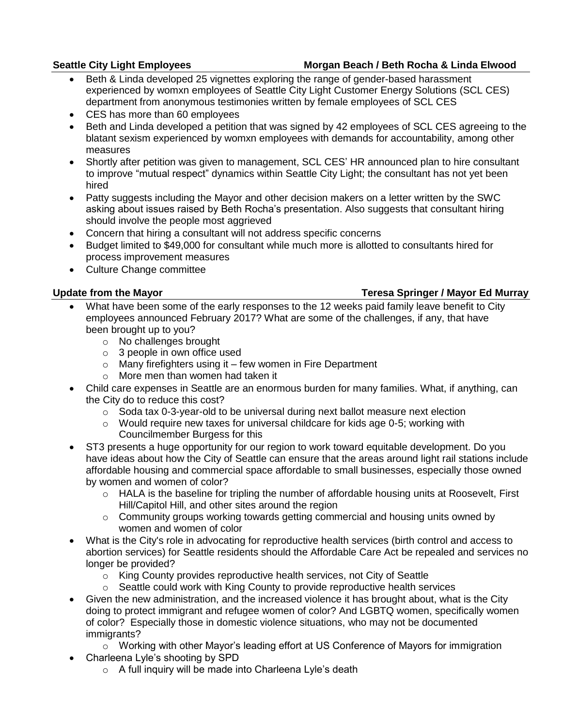**Seattle City Light Employees** **Morgan Beach / Beth Rocha & Linda Elwood**

- Beth & Linda developed 25 vignettes exploring the range of gender-based harassment experienced by womxn employees of Seattle City Light Customer Energy Solutions (SCL CES) department from anonymous testimonies written by female employees of SCL CES
- CES has more than 60 employees
- Beth and Linda developed a petition that was signed by 42 employees of SCL CES agreeing to the blatant sexism experienced by womxn employees with demands for accountability, among other measures
- Shortly after petition was given to management, SCL CES' HR announced plan to hire consultant to improve "mutual respect" dynamics within Seattle City Light; the consultant has not yet been hired
- Patty suggests including the Mayor and other decision makers on a letter written by the SWC asking about issues raised by Beth Rocha's presentation. Also suggests that consultant hiring should involve the people most aggrieved
- Concern that hiring a consultant will not address specific concerns
- Budget limited to $49,000 for consultant while much more is allotted to consultants hired for process improvement measures
- Culture Change committee

**Update from the Mayor** **Teresa Springer / Mayor Ed Murray**

- What have been some of the early responses to the 12 weeks paid family leave benefit to City employees announced February 2017? What are some of the challenges, if any, that have been brought up to you?
  - No challenges brought
  - 3 people in own office used
  - Many firefighters using it – few women in Fire Department
  - More men than women had taken it
- Child care expenses in Seattle are an enormous burden for many families. What, if anything, can the City do to reduce this cost?
  - Soda tax 0-3-year-old to be universal during next ballot measure next election
  - Would require new taxes for universal childcare for kids age 0-5; working with Councilmember Burgess for this
- ST3 presents a huge opportunity for our region to work toward equitable development. Do you have ideas about how the City of Seattle can ensure that the areas around light rail stations include affordable housing and commercial space affordable to small businesses, especially those owned by women and women of color?
  - HALA is the baseline for tripling the number of affordable housing units at Roosevelt, First Hill/Capitol Hill, and other sites around the region
  - Community groups working towards getting commercial and housing units owned by women and women of color
- What is the City's role in advocating for reproductive health services (birth control and access to abortion services) for Seattle residents should the Affordable Care Act be repealed and services no longer be provided?
  - King County provides reproductive health services, not City of Seattle
  - Seattle could work with King County to provide reproductive health services
- Given the new administration, and the increased violence it has brought about, what is the City doing to protect immigrant and refugee women of color? And LGBTQ women, specifically women of color? Especially those in domestic violence situations, who may not be documented immigrants?
  - Working with other Mayor's leading effort at US Conference of Mayors for immigration
- Charleena Lyle's shooting by SPD
  - A full inquiry will be made into Charleena Lyle's death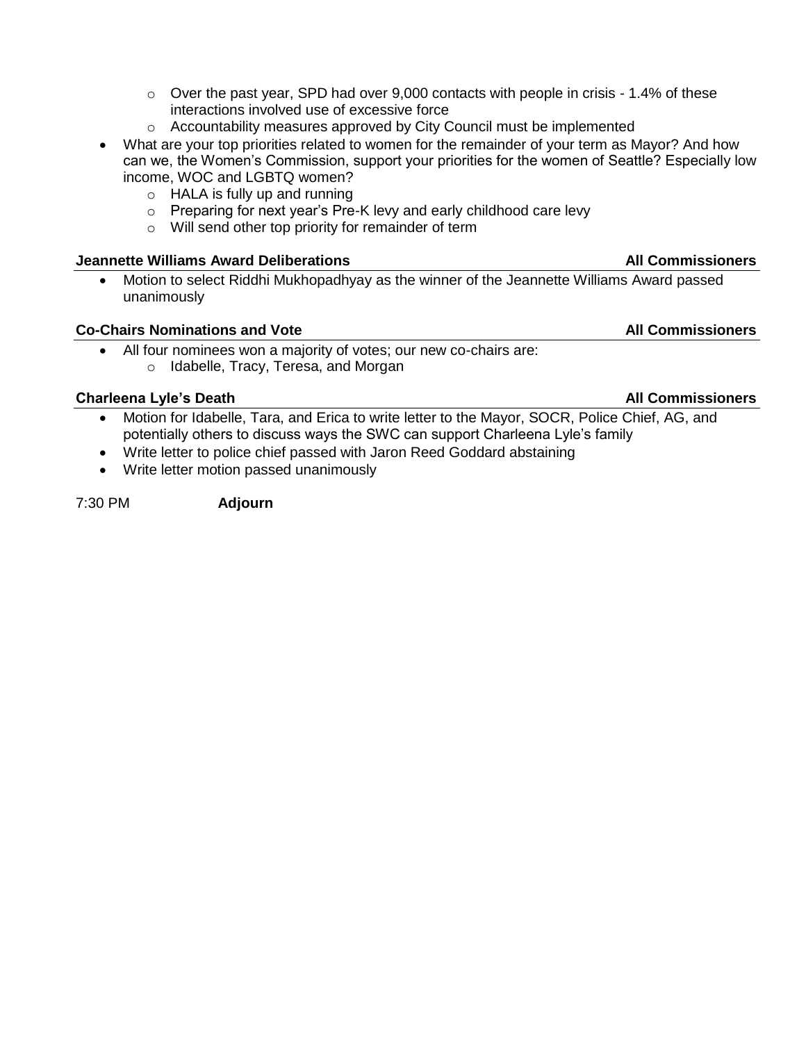- Over the past year, SPD had over 9,000 contacts with people in crisis - 1.4% of these interactions involved use of excessive force
    - Accountability measures approved by City Council must be implemented
- What are your top priorities related to women for the remainder of your term as Mayor? And how can we, the Women's Commission, support your priorities for the women of Seattle? Especially low income, WOC and LGBTQ women?
    - HALA is fully up and running
    - Preparing for next year's Pre-K levy and early childhood care levy
    - Will send other top priority for remainder of term

**Jeannette Williams Award Deliberations** **All Commissioners**

- Motion to select Riddhi Mukhopadhyay as the winner of the Jeannette Williams Award passed unanimously

**Co-Chairs Nominations and Vote** **All Commissioners**

- All four nominees won a majority of votes; our new co-chairs are:
    - Idabelle, Tracy, Teresa, and Morgan

**Charleena Lyle's Death** **All Commissioners**

- Motion for Idabelle, Tara, and Erica to write letter to the Mayor, SOCR, Police Chief, AG, and potentially others to discuss ways the SWC can support Charleena Lyle's family
- Write letter to police chief passed with Jaron Reed Goddard abstaining
- Write letter motion passed unanimously

7:30 PM **Adjourn**